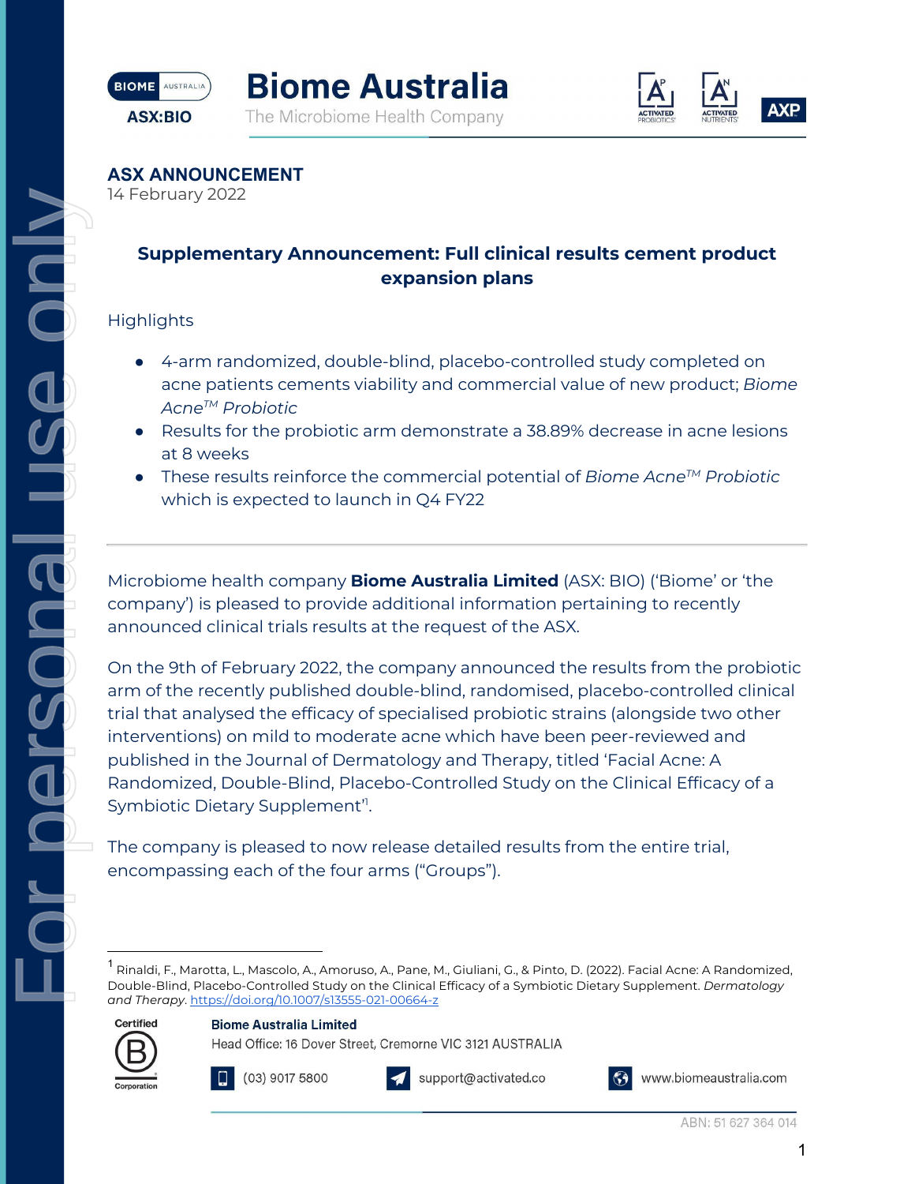# Biome Australia

The Microbiome Health Company

ASX:BIO

## ASX ANNOUNCEMENT

14 February 2022

### Supplementary Announcement: Full clinical results cement product expansion plans

Highlights

- 4-arm randomized, double-blind, placebo-controlled study completed on acne patients cements viability and commercial value of new product; *Biome Acne™ Probiotic*
- Results for the probiotic arm demonstrate a 38.89% decrease in acne lesions at 8 weeks
- These results reinforce the commercial potential of *Biome Acne™ Probiotic* which is expected to launch in Q4 FY22

---

Microbiome health company **Biome Australia Limited** (ASX: BIO) ('Biome' or 'the company') is pleased to provide additional information pertaining to recently announced clinical trials results at the request of the ASX.

On the 9th of February 2022, the company announced the results from the probiotic arm of the recently published double-blind, randomised, placebo-controlled clinical trial that analysed the efficacy of specialised probiotic strains (alongside two other interventions) on mild to moderate acne which have been peer-reviewed and published in the Journal of Dermatology and Therapy, titled 'Facial Acne: A Randomized, Double-Blind, Placebo-Controlled Study on the Clinical Efficacy of a Symbiotic Dietary Supplement'[1].

The company is pleased to now release detailed results from the entire trial, encompassing each of the four arms ("Groups").

---

[1] Rinaldi, F., Marotta, L., Mascolo, A., Amoruso, A., Pane, M., Giuliani, G., & Pinto, D. (2022). Facial Acne: A Randomized, Double-Blind, Placebo-Controlled Study on the Clinical Efficacy of a Symbiotic Dietary Supplement. *Dermatology and Therapy*. https://doi.org/10.1007/s13555-021-00664-z

Certified B Corporation

**Biome Australia Limited**
Head Office: 16 Dover Street, Cremorne VIC 3121 AUSTRALIA

(03) 9017 5800 | support@activated.co | www.biomeaustralia.com

ABN: 51 627 364 014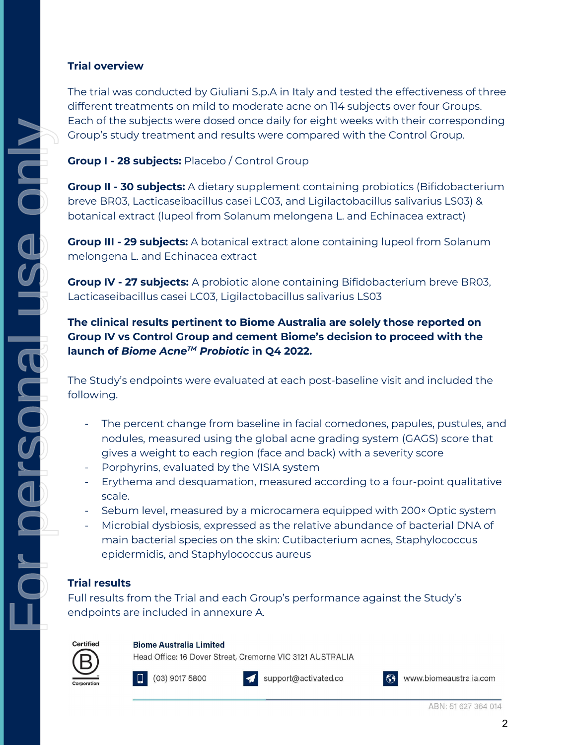### Trial overview

The trial was conducted by Giuliani S.p.A in Italy and tested the effectiveness of three different treatments on mild to moderate acne on 114 subjects over four Groups. Each of the subjects were dosed once daily for eight weeks with their corresponding Group's study treatment and results were compared with the Control Group.

**Group I - 28 subjects:** Placebo / Control Group

**Group II - 30 subjects:** A dietary supplement containing probiotics (Bifidobacterium breve BR03, Lacticaseibacillus casei LC03, and Ligilactobacillus salivarius LS03) & botanical extract (lupeol from Solanum melongena L. and Echinacea extract)

**Group III - 29 subjects:** A botanical extract alone containing lupeol from Solanum melongena L. and Echinacea extract

**Group IV - 27 subjects:** A probiotic alone containing Bifidobacterium breve BR03, Lacticaseibacillus casei LC03, Ligilactobacillus salivarius LS03

**The clinical results pertinent to Biome Australia are solely those reported on Group IV vs Control Group and cement Biome's decision to proceed with the launch of *Biome Acne™ Probiotic* in Q4 2022.**

The Study's endpoints were evaluated at each post-baseline visit and included the following.

- The percent change from baseline in facial comedones, papules, pustules, and nodules, measured using the global acne grading system (GAGS) score that gives a weight to each region (face and back) with a severity score
- Porphyrins, evaluated by the VISIA system
- Erythema and desquamation, measured according to a four-point qualitative scale.
- Sebum level, measured by a microcamera equipped with 200× Optic system
- Microbial dysbiosis, expressed as the relative abundance of bacterial DNA of main bacterial species on the skin: Cutibacterium acnes, Staphylococcus epidermidis, and Staphylococcus aureus

### Trial results

Full results from the Trial and each Group's performance against the Study's endpoints are included in annexure A.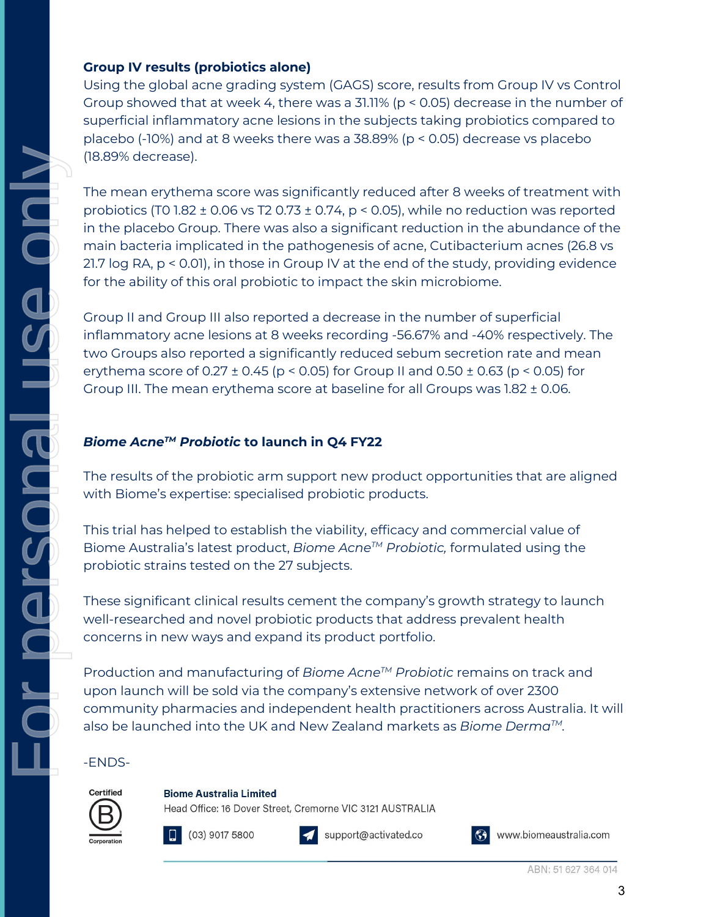**Group IV results (probiotics alone)**

Using the global acne grading system (GAGS) score, results from Group IV vs Control Group showed that at week 4, there was a 31.11% ($p < 0.05$) decrease in the number of superficial inflammatory acne lesions in the subjects taking probiotics compared to placebo (-10%) and at 8 weeks there was a 38.89% ($p < 0.05$) decrease vs placebo (18.89% decrease).

The mean erythema score was significantly reduced after 8 weeks of treatment with probiotics (T0 1.82 ± 0.06 vs T2 0.73 ± 0.74, $p < 0.05$), while no reduction was reported in the placebo Group. There was also a significant reduction in the abundance of the main bacteria implicated in the pathogenesis of acne, Cutibacterium acnes (26.8 vs 21.7 log RA, $p < 0.01$), in those in Group IV at the end of the study, providing evidence for the ability of this oral probiotic to impact the skin microbiome.

Group II and Group III also reported a decrease in the number of superficial inflammatory acne lesions at 8 weeks recording -56.67% and -40% respectively. The two Groups also reported a significantly reduced sebum secretion rate and mean erythema score of 0.27 ± 0.45 ($p < 0.05$) for Group II and 0.50 ± 0.63 ($p < 0.05$) for Group III. The mean erythema score at baseline for all Groups was 1.82 ± 0.06.

## *Biome Acne™ Probiotic* to launch in Q4 FY22

The results of the probiotic arm support new product opportunities that are aligned with Biome's expertise: specialised probiotic products.

This trial has helped to establish the viability, efficacy and commercial value of Biome Australia's latest product, *Biome Acne™ Probiotic,* formulated using the probiotic strains tested on the 27 subjects.

These significant clinical results cement the company's growth strategy to launch well-researched and novel probiotic products that address prevalent health concerns in new ways and expand its product portfolio.

Production and manufacturing of *Biome Acne™ Probiotic* remains on track and upon launch will be sold via the company's extensive network of over 2300 community pharmacies and independent health practitioners across Australia. It will also be launched into the UK and New Zealand markets as *Biome Derma™*.

-ENDS-

Certified B Corporation

**Biome Australia Limited**
Head Office: 16 Dover Street, Cremorne VIC 3121 AUSTRALIA

(03) 9017 5800 | support@activated.co | www.biomeaustralia.com

ABN: 51 627 364 014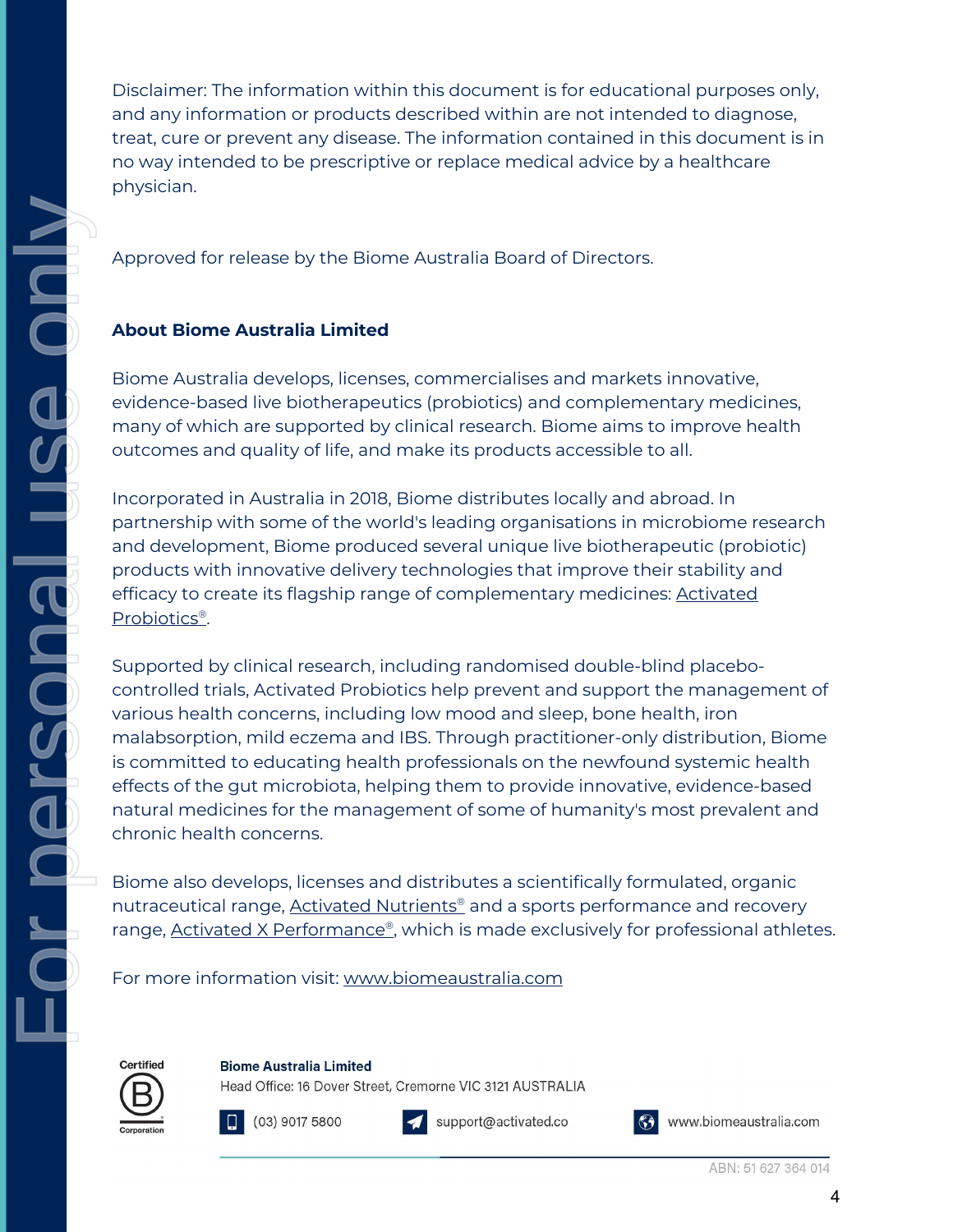Disclaimer: The information within this document is for educational purposes only, and any information or products described within are not intended to diagnose, treat, cure or prevent any disease. The information contained in this document is in no way intended to be prescriptive or replace medical advice by a healthcare physician.

Approved for release by the Biome Australia Board of Directors.

**About Biome Australia Limited**

Biome Australia develops, licenses, commercialises and markets innovative, evidence-based live biotherapeutics (probiotics) and complementary medicines, many of which are supported by clinical research. Biome aims to improve health outcomes and quality of life, and make its products accessible to all.

Incorporated in Australia in 2018, Biome distributes locally and abroad. In partnership with some of the world's leading organisations in microbiome research and development, Biome produced several unique live biotherapeutic (probiotic) products with innovative delivery technologies that improve their stability and efficacy to create its flagship range of complementary medicines: Activated Probiotics®.

Supported by clinical research, including randomised double-blind placebo-controlled trials, Activated Probiotics help prevent and support the management of various health concerns, including low mood and sleep, bone health, iron malabsorption, mild eczema and IBS. Through practitioner-only distribution, Biome is committed to educating health professionals on the newfound systemic health effects of the gut microbiota, helping them to provide innovative, evidence-based natural medicines for the management of some of humanity's most prevalent and chronic health concerns.

Biome also develops, licenses and distributes a scientifically formulated, organic nutraceutical range, Activated Nutrients® and a sports performance and recovery range, Activated X Performance®, which is made exclusively for professional athletes.

For more information visit: www.biomeaustralia.com

Certified B Corporation

**Biome Australia Limited**
Head Office: 16 Dover Street, Cremorne VIC 3121 AUSTRALIA

(03) 9017 5800 | support@activated.co | www.biomeaustralia.com

ABN: 51 627 364 014

For personal use only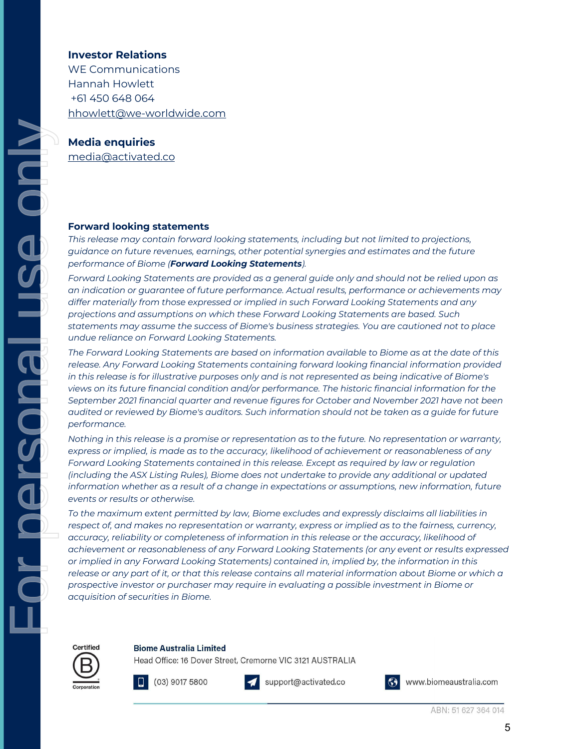**Investor Relations**
WE Communications
Hannah Howlett
+61 450 648 064
hhowlett@we-worldwide.com

**Media enquiries**
media@activated.co

### Forward looking statements

*This release may contain forward looking statements, including but not limited to projections, guidance on future revenues, earnings, other potential synergies and estimates and the future performance of Biome (**Forward Looking Statements**).*

*Forward Looking Statements are provided as a general guide only and should not be relied upon as an indication or guarantee of future performance. Actual results, performance or achievements may differ materially from those expressed or implied in such Forward Looking Statements and any projections and assumptions on which these Forward Looking Statements are based. Such statements may assume the success of Biome's business strategies. You are cautioned not to place undue reliance on Forward Looking Statements.*

*The Forward Looking Statements are based on information available to Biome as at the date of this release. Any Forward Looking Statements containing forward looking financial information provided in this release is for illustrative purposes only and is not represented as being indicative of Biome's views on its future financial condition and/or performance. The historic financial information for the September 2021 financial quarter and revenue figures for October and November 2021 have not been audited or reviewed by Biome's auditors. Such information should not be taken as a guide for future performance.*

*Nothing in this release is a promise or representation as to the future. No representation or warranty, express or implied, is made as to the accuracy, likelihood of achievement or reasonableness of any Forward Looking Statements contained in this release. Except as required by law or regulation (including the ASX Listing Rules), Biome does not undertake to provide any additional or updated information whether as a result of a change in expectations or assumptions, new information, future events or results or otherwise.*

*To the maximum extent permitted by law, Biome excludes and expressly disclaims all liabilities in respect of, and makes no representation or warranty, express or implied as to the fairness, currency, accuracy, reliability or completeness of information in this release or the accuracy, likelihood of achievement or reasonableness of any Forward Looking Statements (or any event or results expressed or implied in any Forward Looking Statements) contained in, implied by, the information in this release or any part of it, or that this release contains all material information about Biome or which a prospective investor or purchaser may require in evaluating a possible investment in Biome or acquisition of securities in Biome.*

Certified B Corporation

**Biome Australia Limited**
Head Office: 16 Dover Street, Cremorne VIC 3121 AUSTRALIA

(03) 9017 5800 | support@activated.co | www.biomeaustralia.com

ABN: 51 627 364 014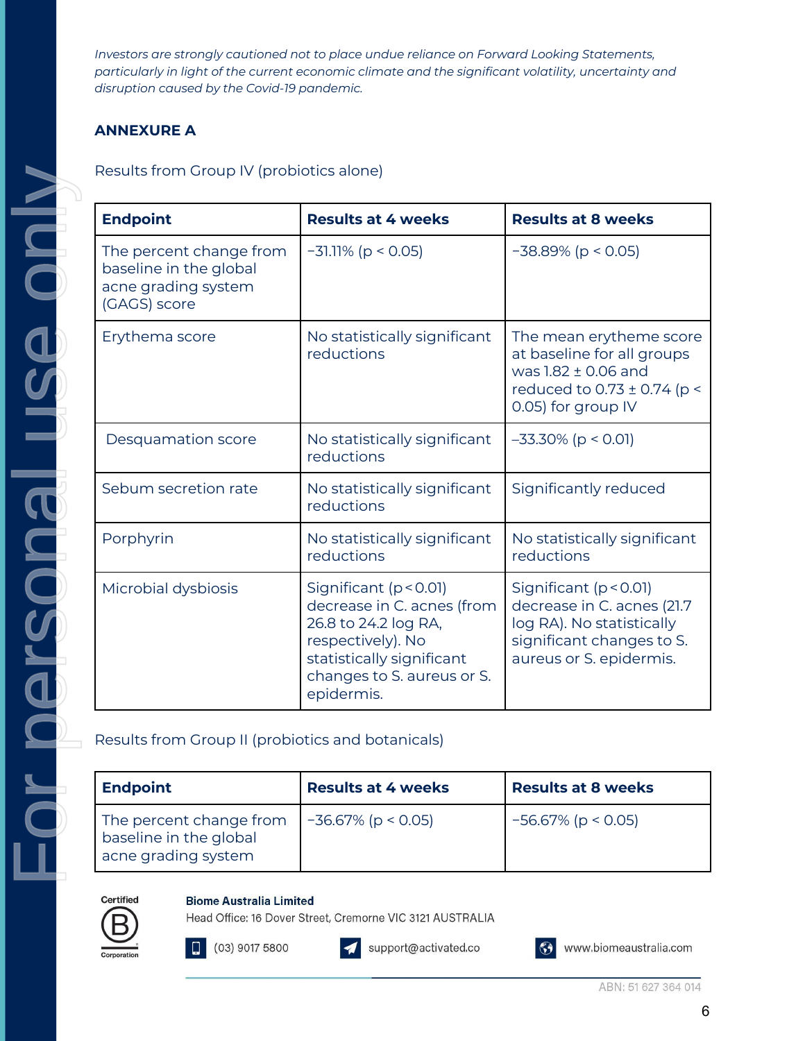*Investors are strongly cautioned not to place undue reliance on Forward Looking Statements, particularly in light of the current economic climate and the significant volatility, uncertainty and disruption caused by the Covid-19 pandemic.*

**ANNEXURE A**

Results from Group IV (probiotics alone)

| **Endpoint** | **Results at 4 weeks** | **Results at 8 weeks** |
|---|---|---|
| The percent change from baseline in the global acne grading system (GAGS) score | −31.11% ($p < 0.05$) | −38.89% ($p < 0.05$) |
| Erythema score | No statistically significant reductions | The mean eryth​eme score at baseline for all groups was 1.82 ± 0.06 and reduced to 0.73 ± 0.74 ($p < 0.05$) for group IV |
| Desquamation score | No statistically significant reductions | −33.30% ($p < 0.01$) |
| Sebum secretion rate | No statistically significant reductions | Significantly reduced |
| Porphyrin | No statistically significant reductions | No statistically significant reductions |
| Microbial dysbiosis | Significant ($p < 0.01$) decrease in C. acnes (from 26.8 to 24.2 log RA, respectively). No statistically significant changes to S. aureus or S. epidermis. | Significant ($p < 0.01$) decrease in C. acnes (21.7 log RA). No statistically significant changes to S. aureus or S. epidermis. |

Results from Group II (probiotics and botanicals)

| **Endpoint** | **Results at 4 weeks** | **Results at 8 weeks** |
|---|---|---|
| The percent change from baseline in the global acne grading system | −36.67% ($p < 0.05$) | −56.67% ($p < 0.05$) |

Biome Australia Limited
Head Office: 16 Dover Street, Cremorne VIC 3121 AUSTRALIA
(03) 9017 5800 | support@activated.co | www.biomeaustralia.com
ABN: 51 627 364 014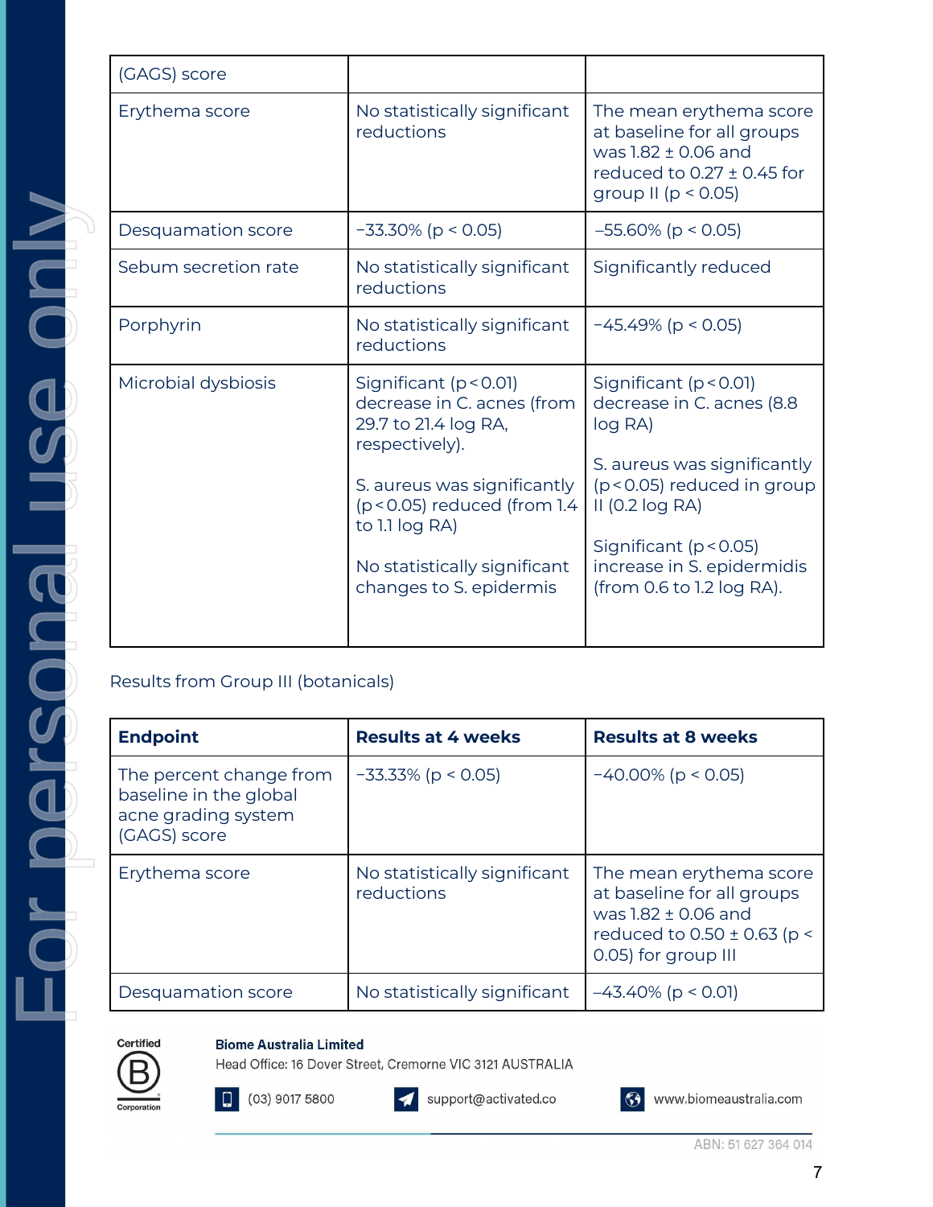| (GAGS) score | | |
|---|---|---|
| Erythema score | No statistically significant reductions | The mean erythema score at baseline for all groups was 1.82 ± 0.06 and reduced to 0.27 ± 0.45 for group II ($p < 0.05$) |
| Desquamation score | −33.30% ($p < 0.05$) | –55.60% ($p < 0.05$) |
| Sebum secretion rate | No statistically significant reductions | Significantly reduced |
| Porphyrin | No statistically significant reductions | −45.49% ($p < 0.05$) |
| Microbial dysbiosis | Significant ($p < 0.01$) decrease in C. acnes (from 29.7 to 21.4 log RA, respectively).<br><br>S. aureus was significantly ($p < 0.05$) reduced (from 1.4 to 1.1 log RA)<br><br>No statistically significant changes to S. epidermis | Significant ($p < 0.01$) decrease in C. acnes (8.8 log RA)<br><br>S. aureus was significantly ($p < 0.05$) reduced in group II (0.2 log RA)<br><br>Significant ($p < 0.05$) increase in S. epidermidis (from 0.6 to 1.2 log RA). |

Results from Group III (botanicals)

| Endpoint | Results at 4 weeks | Results at 8 weeks |
|---|---|---|
| The percent change from baseline in the global acne grading system (GAGS) score | −33.33% ($p < 0.05$) | −40.00% ($p < 0.05$) |
| Erythema score | No statistically significant reductions | The mean erythema score at baseline for all groups was 1.82 ± 0.06 and reduced to 0.50 ± 0.63 ($p < 0.05$) for group III |
| Desquamation score | No statistically significant | –43.40% ($p < 0.01$) |

Certified B Corporation

**Biome Australia Limited**
Head Office: 16 Dover Street, Cremorne VIC 3121 AUSTRALIA

(03) 9017 5800 | support@activated.co | www.biomeaustralia.com

ABN: 51 627 364 014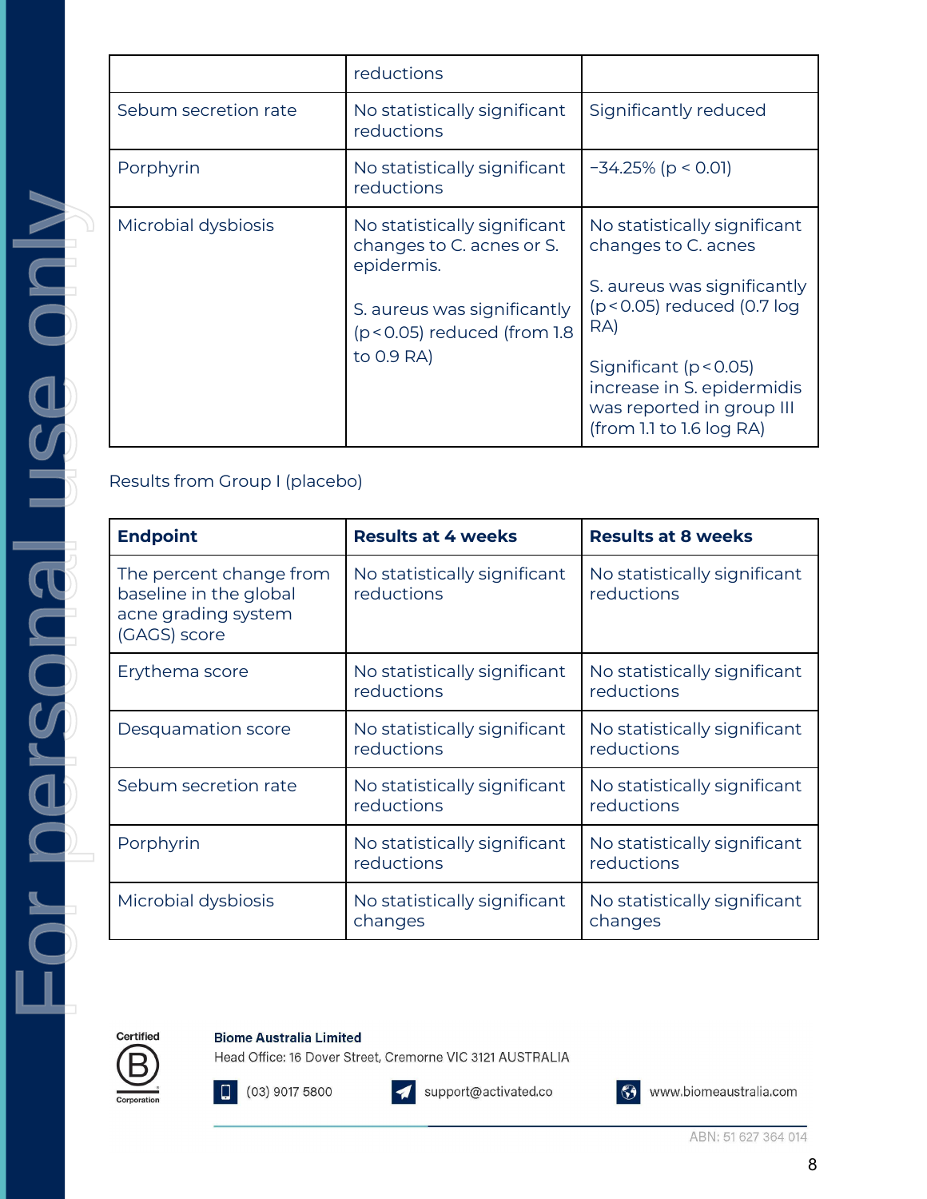| | | |
|---|---|---|
| | reductions | |
| Sebum secretion rate | No statistically significant reductions | Significantly reduced |
| Porphyrin | No statistically significant reductions | −34.25% ($p < 0.01$) |
| Microbial dysbiosis | No statistically significant changes to C. acnes or S. epidermis.<br><br>S. aureus was significantly ($p < 0.05$) reduced (from 1.8 to 0.9 RA) | No statistically significant changes to C. acnes<br><br>S. aureus was significantly ($p < 0.05$) reduced (0.7 log RA)<br><br>Significant ($p < 0.05$) increase in S. epidermidis was reported in group III (from 1.1 to 1.6 log RA) |

Results from Group I (placebo)

| **Endpoint** | **Results at 4 weeks** | **Results at 8 weeks** |
|---|---|---|
| The percent change from baseline in the global acne grading system (GAGS) score | No statistically significant reductions | No statistically significant reductions |
| Erythema score | No statistically significant reductions | No statistically significant reductions |
| Desquamation score | No statistically significant reductions | No statistically significant reductions |
| Sebum secretion rate | No statistically significant reductions | No statistically significant reductions |
| Porphyrin | No statistically significant reductions | No statistically significant reductions |
| Microbial dysbiosis | No statistically significant changes | No statistically significant changes |

For personal use only

Certified B Corporation

**Biome Australia Limited**
Head Office: 16 Dover Street, Cremorne VIC 3121 AUSTRALIA

(03) 9017 5800 support@activated.co www.biomeaustralia.com

ABN: 51 627 364 014